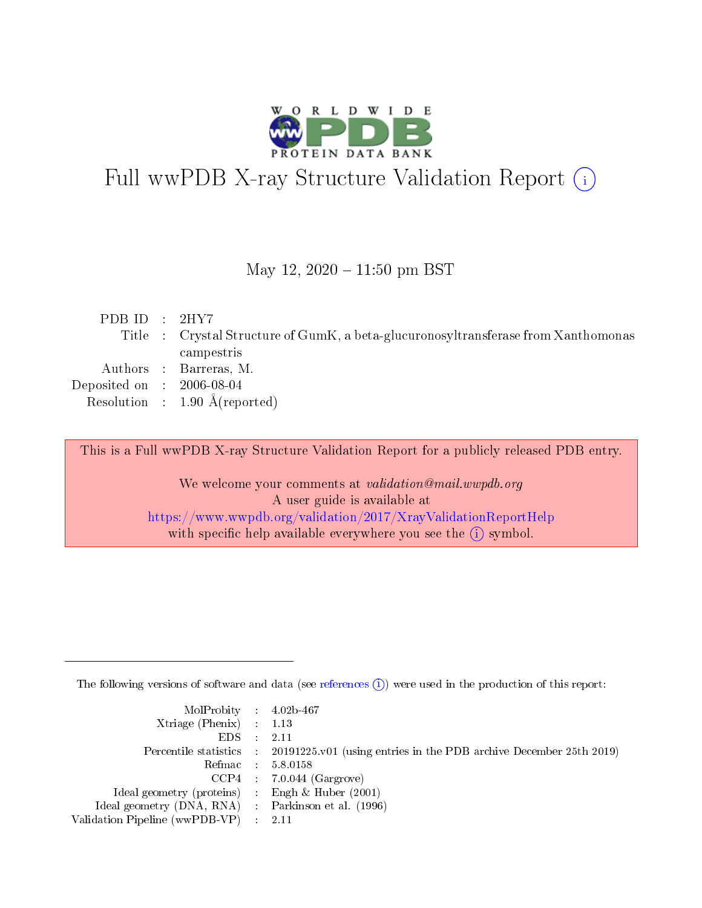# Full wwPDB X-ray Structure Validation Report ⓘ

May 12, 2020 – 11:50 pm BST

| | | |
|---|---|---|
| PDB ID | : | 2HY7 |
| Title | : | Crystal Structure of GumK, a beta-glucuronosyltransferase from Xanthomonas campestris |
| Authors | : | Barreras, M. |
| Deposited on | : | 2006-08-04 |
| Resolution | : | 1.90 Å(reported) |

This is a Full wwPDB X-ray Structure Validation Report for a publicly released PDB entry.

We welcome your comments at *validation@mail.wwpdb.org*
A user guide is available at
https://www.wwpdb.org/validation/2017/XrayValidationReportHelp
with specific help available everywhere you see the ⓘ symbol.

---

The following versions of software and data (see references ⓘ) were used in the production of this report:

| | | |
|---|---|---|
| MolProbity | : | 4.02b-467 |
| Xtriage (Phenix) | : | 1.13 |
| EDS | : | 2.11 |
| Percentile statistics | : | 20191225.v01 (using entries in the PDB archive December 25th 2019) |
| Refmac | : | 5.8.0158 |
| CCP4 | : | 7.0.044 (Gargrove) |
| Ideal geometry (proteins) | : | Engh & Huber (2001) |
| Ideal geometry (DNA, RNA) | : | Parkinson et al. (1996) |
| Validation Pipeline (wwPDB-VP) | : | 2.11 |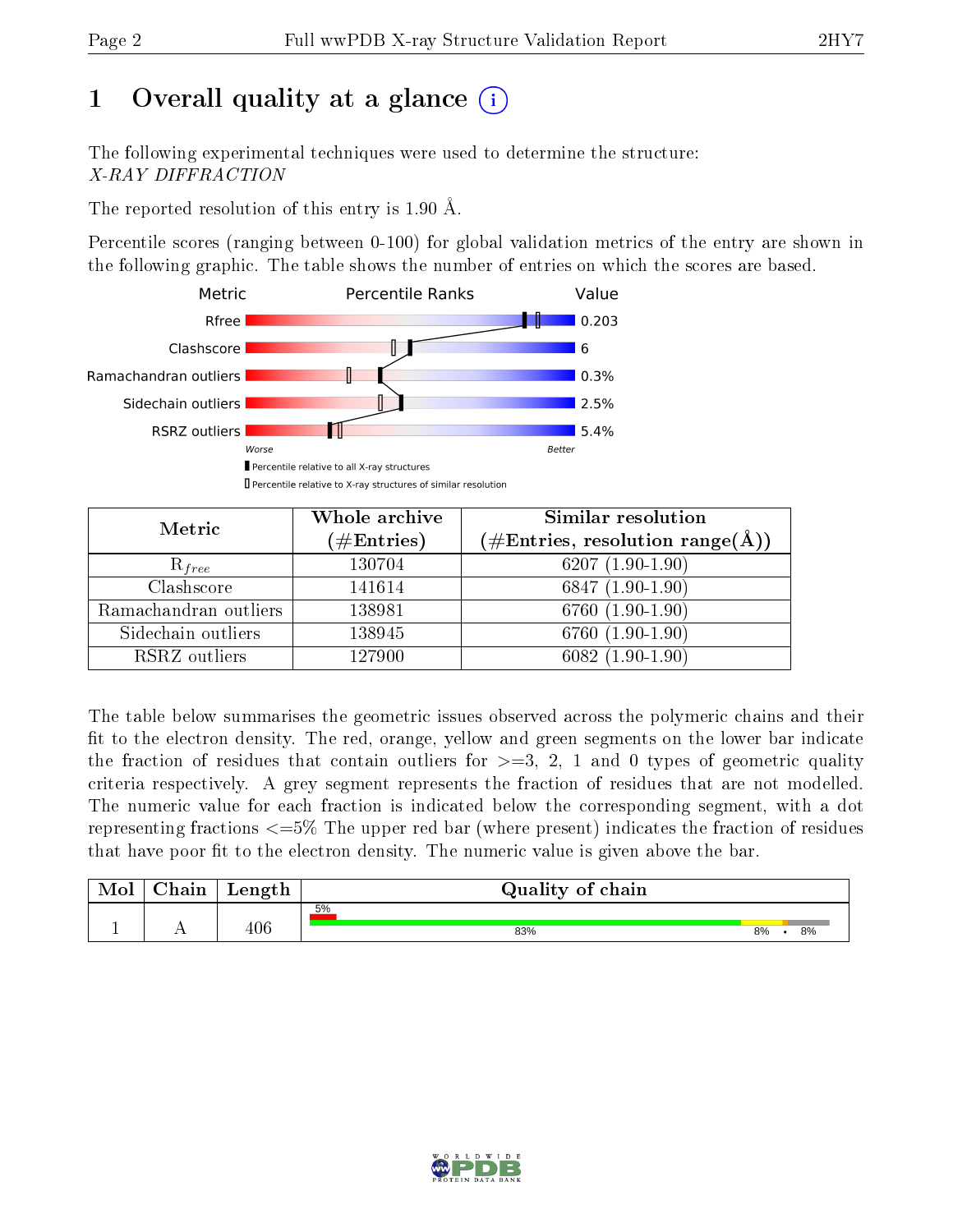# 1 Overall quality at a glance (i)

The following experimental techniques were used to determine the structure:
*X-RAY DIFFRACTION*

The reported resolution of this entry is 1.90 Å.

Percentile scores (ranging between 0-100) for global validation metrics of the entry are shown in the following graphic. The table shows the number of entries on which the scores are based.

| Metric | Value |
|---|---|
| Rfree | 0.203 |
| Clashscore | 6 |
| Ramachandran outliers | 0.3% |
| Sidechain outliers | 2.5% |
| RSRZ outliers | 5.4% |

Worse — Better

▮ Percentile relative to all X-ray structures
▯ Percentile relative to X-ray structures of similar resolution

| Metric | Whole archive (#Entries) | Similar resolution (#Entries, resolution range(Å)) |
|---|---|---|
| $R_{free}$ | 130704 | 6207 (1.90-1.90) |
| Clashscore | 141614 | 6847 (1.90-1.90) |
| Ramachandran outliers | 138981 | 6760 (1.90-1.90) |
| Sidechain outliers | 138945 | 6760 (1.90-1.90) |
| RSRZ outliers | 127900 | 6082 (1.90-1.90) |

The table below summarises the geometric issues observed across the polymeric chains and their fit to the electron density. The red, orange, yellow and green segments on the lower bar indicate the fraction of residues that contain outliers for >=3, 2, 1 and 0 types of geometric quality criteria respectively. A grey segment represents the fraction of residues that are not modelled. The numeric value for each fraction is indicated below the corresponding segment, with a dot representing fractions <=5% The upper red bar (where present) indicates the fraction of residues that have poor fit to the electron density. The numeric value is given above the bar.

| Mol | Chain | Length | Quality of chain |
|---|---|---|---|
| 1 | A | 406 | 5% (poor fit); 83% green, 8% yellow, • orange, 8% grey |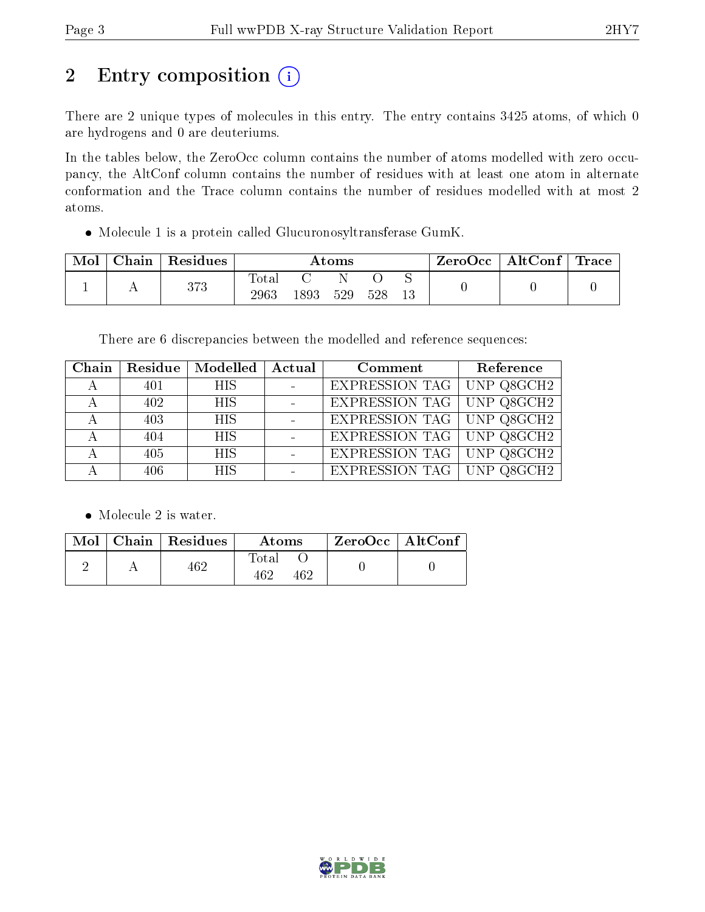# 2 Entry composition (i)

There are 2 unique types of molecules in this entry. The entry contains 3425 atoms, of which 0 are hydrogens and 0 are deuteriums.

In the tables below, the ZeroOcc column contains the number of atoms modelled with zero occupancy, the AltConf column contains the number of residues with at least one atom in alternate conformation and the Trace column contains the number of residues modelled with at most 2 atoms.

- Molecule 1 is a protein called Glucuronosyltransferase GumK.

| Mol | Chain | Residues | Atoms | | | | | ZeroOcc | AltConf | Trace |
|---|---|---|---|---|---|---|---|---|---|---|
| | | | Total | C | N | O | S | | | |
| 1 | A | 373 | 2963 | 1893 | 529 | 528 | 13 | 0 | 0 | 0 |

There are 6 discrepancies between the modelled and reference sequences:

| Chain | Residue | Modelled | Actual | Comment | Reference |
|---|---|---|---|---|---|
| A | 401 | HIS | - | EXPRESSION TAG | UNP Q8GCH2 |
| A | 402 | HIS | - | EXPRESSION TAG | UNP Q8GCH2 |
| A | 403 | HIS | - | EXPRESSION TAG | UNP Q8GCH2 |
| A | 404 | HIS | - | EXPRESSION TAG | UNP Q8GCH2 |
| A | 405 | HIS | - | EXPRESSION TAG | UNP Q8GCH2 |
| A | 406 | HIS | - | EXPRESSION TAG | UNP Q8GCH2 |

- Molecule 2 is water.

| Mol | Chain | Residues | Atoms | | ZeroOcc | AltConf |
|---|---|---|---|---|---|---|
| | | | Total | O | | |
| 2 | A | 462 | 462 | 462 | 0 | 0 |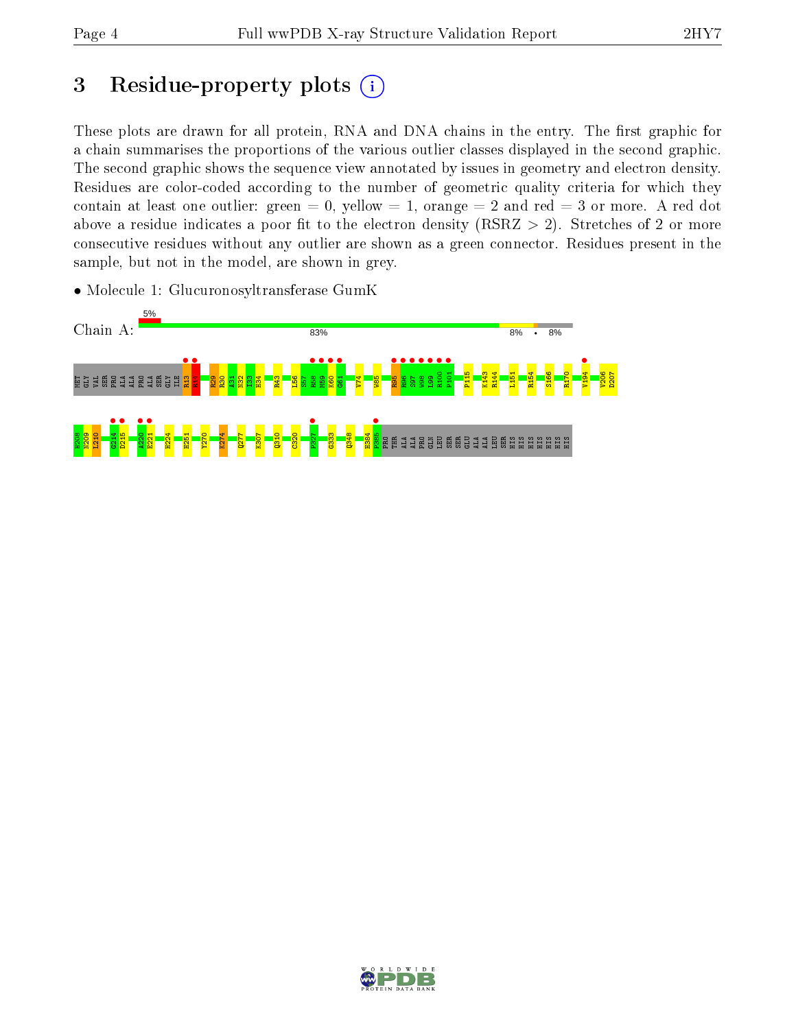# 3 Residue-property plots

These plots are drawn for all protein, RNA and DNA chains in the entry. The first graphic for a chain summarises the proportions of the various outlier classes displayed in the second graphic. The second graphic shows the sequence view annotated by issues in geometry and electron density. Residues are color-coded according to the number of geometric quality criteria for which they contain at least one outlier: green = 0, yellow = 1, orange = 2 and red = 3 or more. A red dot above a residue indicates a poor fit to the electron density (RSRZ > 2). Stretches of 2 or more consecutive residues without any outlier are shown as a green connector. Residues present in the sample, but not in the model, are shown in grey.

- Molecule 1: Glucuronosyltransferase GumK

Chain A: 5% | 83% | 8% | • | 8%

MET GLY VAL SER PRO ALA ALA PRO ALA SER GLY ILE R13 R14 R29 R30 A31 N32 I33 H34 R43 L56 S57 R58 M59 K60 G61 V74 W85 R95 R96 S97 W98 L99 R100 P101 P115 K143 R144 L151 R154 S166 R170 V194 V206 D207

H208 N209 L210 G214 D215 A220 E221 H224 H251 Y270 K274 Q277 K307 Q310 C320 P327 G333 Q348 H384 P385 PRO THR ALA ALA PRO GLN LEU SER SER GLU ALA ALA LEU SER HIS HIS HIS HIS HIS HIS HIS HIS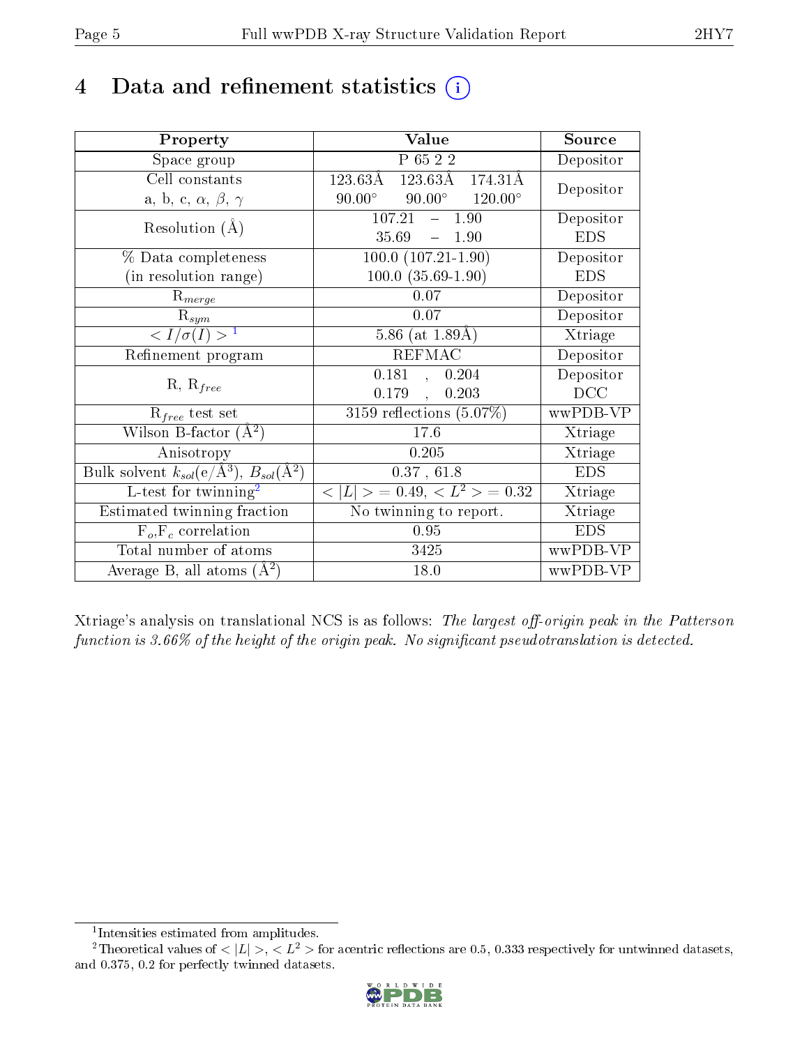# 4 Data and refinement statistics

| Property | Value | Source |
|---|---|---|
| Space group | P 65 2 2 | Depositor |
| Cell constants<br>a, b, c, $\alpha$, $\beta$, $\gamma$ | 123.63Å 123.63Å 174.31Å<br>90.00° 90.00° 120.00° | Depositor |
| Resolution (Å) | 107.21 – 1.90<br>35.69 – 1.90 | Depositor<br>EDS |
| % Data completeness<br>(in resolution range) | 100.0 (107.21-1.90)<br>100.0 (35.69-1.90) | Depositor<br>EDS |
| $R_{merge}$ | 0.07 | Depositor |
| $R_{sym}$ | 0.07 | Depositor |
| $< I/\sigma(I) >$ [1] | 5.86 (at 1.89Å) | Xtriage |
| Refinement program | REFMAC | Depositor |
| R, $R_{free}$ | 0.181 , 0.204<br>0.179 , 0.203 | Depositor<br>DCC |
| $R_{free}$ test set | 3159 reflections (5.07%) | wwPDB-VP |
| Wilson B-factor (Å$^2$) | 17.6 | Xtriage |
| Anisotropy | 0.205 | Xtriage |
| Bulk solvent $k_{sol}$(e/Å$^3$), $B_{sol}$(Å$^2$) | 0.37 , 61.8 | EDS |
| L-test for twinning[2] | $< \vert L \vert >$ = 0.49, $< L^2 >$ = 0.32 | Xtriage |
| Estimated twinning fraction | No twinning to report. | Xtriage |
| $F_o$,$F_c$ correlation | 0.95 | EDS |
| Total number of atoms | 3425 | wwPDB-VP |
| Average B, all atoms (Å$^2$) | 18.0 | wwPDB-VP |

Xtriage's analysis on translational NCS is as follows: *The largest off-origin peak in the Patterson function is 3.66% of the height of the origin peak. No significant pseudotranslation is detected.*

[1] Intensities estimated from amplitudes.

[2] Theoretical values of $< \vert L \vert >$, $< L^2 >$ for acentric reflections are 0.5, 0.333 respectively for untwinned datasets, and 0.375, 0.2 for perfectly twinned datasets.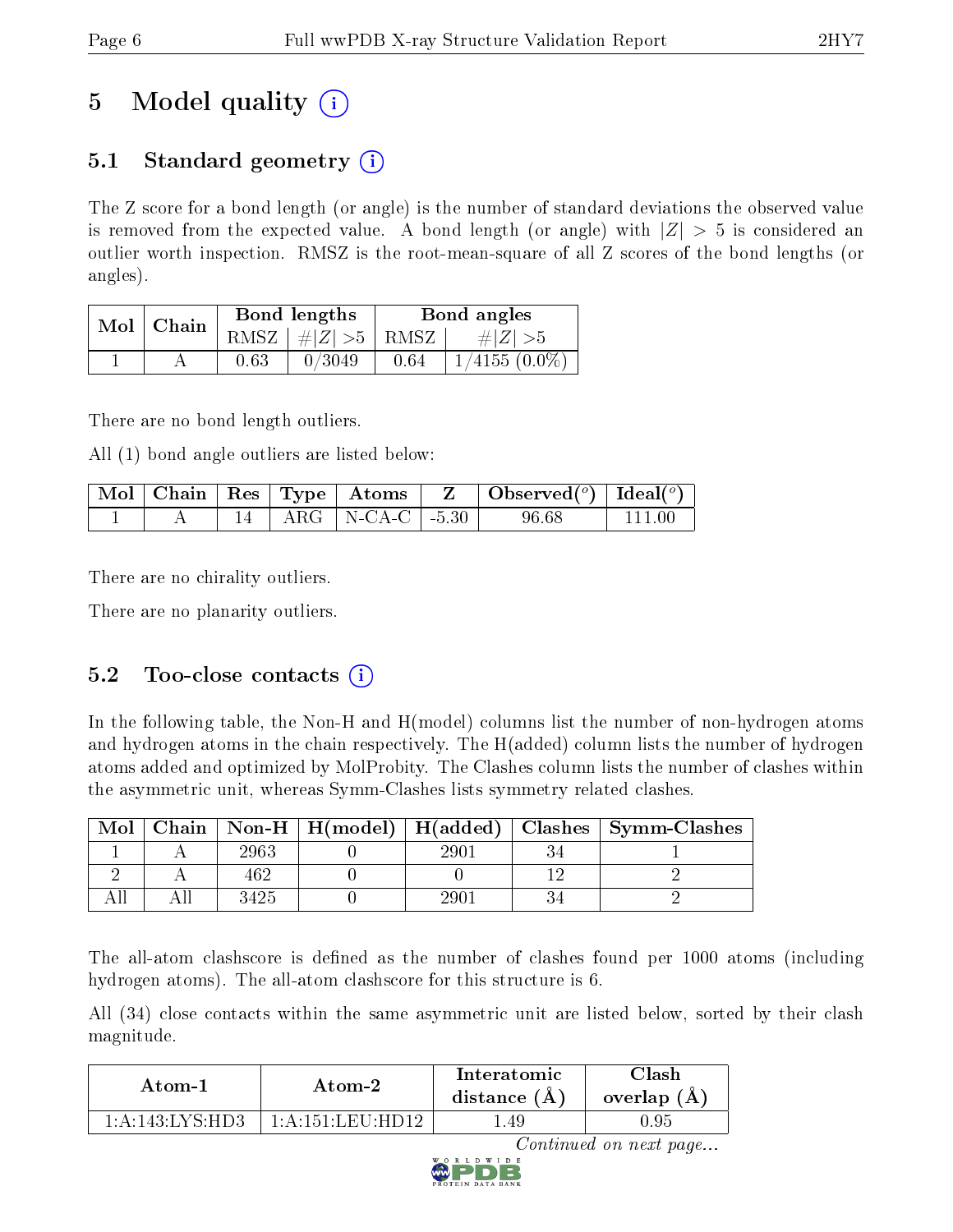# 5 Model quality (i)

## 5.1 Standard geometry (i)

The Z score for a bond length (or angle) is the number of standard deviations the observed value is removed from the expected value. A bond length (or angle) with $|Z| > 5$ is considered an outlier worth inspection. RMSZ is the root-mean-square of all Z scores of the bond lengths (or angles).

| Mol | Chain | Bond lengths | | Bond angles | |
|---|---|---|---|---|---|
| | | RMSZ | #\|Z\| >5 | RMSZ | #\|Z\| >5 |
| 1 | A | 0.63 | 0/3049 | 0.64 | 1/4155 (0.0%) |

There are no bond length outliers.

All (1) bond angle outliers are listed below:

| Mol | Chain | Res | Type | Atoms | Z | Observed(°) | Ideal(°) |
|---|---|---|---|---|---|---|---|
| 1 | A | 14 | ARG | N-CA-C | -5.30 | 96.68 | 111.00 |

There are no chirality outliers.

There are no planarity outliers.

## 5.2 Too-close contacts (i)

In the following table, the Non-H and H(model) columns list the number of non-hydrogen atoms and hydrogen atoms in the chain respectively. The H(added) column lists the number of hydrogen atoms added and optimized by MolProbity. The Clashes column lists the number of clashes within the asymmetric unit, whereas Symm-Clashes lists symmetry related clashes.

| Mol | Chain | Non-H | H(model) | H(added) | Clashes | Symm-Clashes |
|---|---|---|---|---|---|---|
| 1 | A | 2963 | 0 | 2901 | 34 | 1 |
| 2 | A | 462 | 0 | 0 | 12 | 2 |
| All | All | 3425 | 0 | 2901 | 34 | 2 |

The all-atom clashscore is defined as the number of clashes found per 1000 atoms (including hydrogen atoms). The all-atom clashscore for this structure is 6.

All (34) close contacts within the same asymmetric unit are listed below, sorted by their clash magnitude.

| Atom-1 | Atom-2 | Interatomic distance (Å) | Clash overlap (Å) |
|---|---|---|---|
| 1:A:143:LYS:HD3 | 1:A:151:LEU:HD12 | 1.49 | 0.95 |

*Continued on next page...*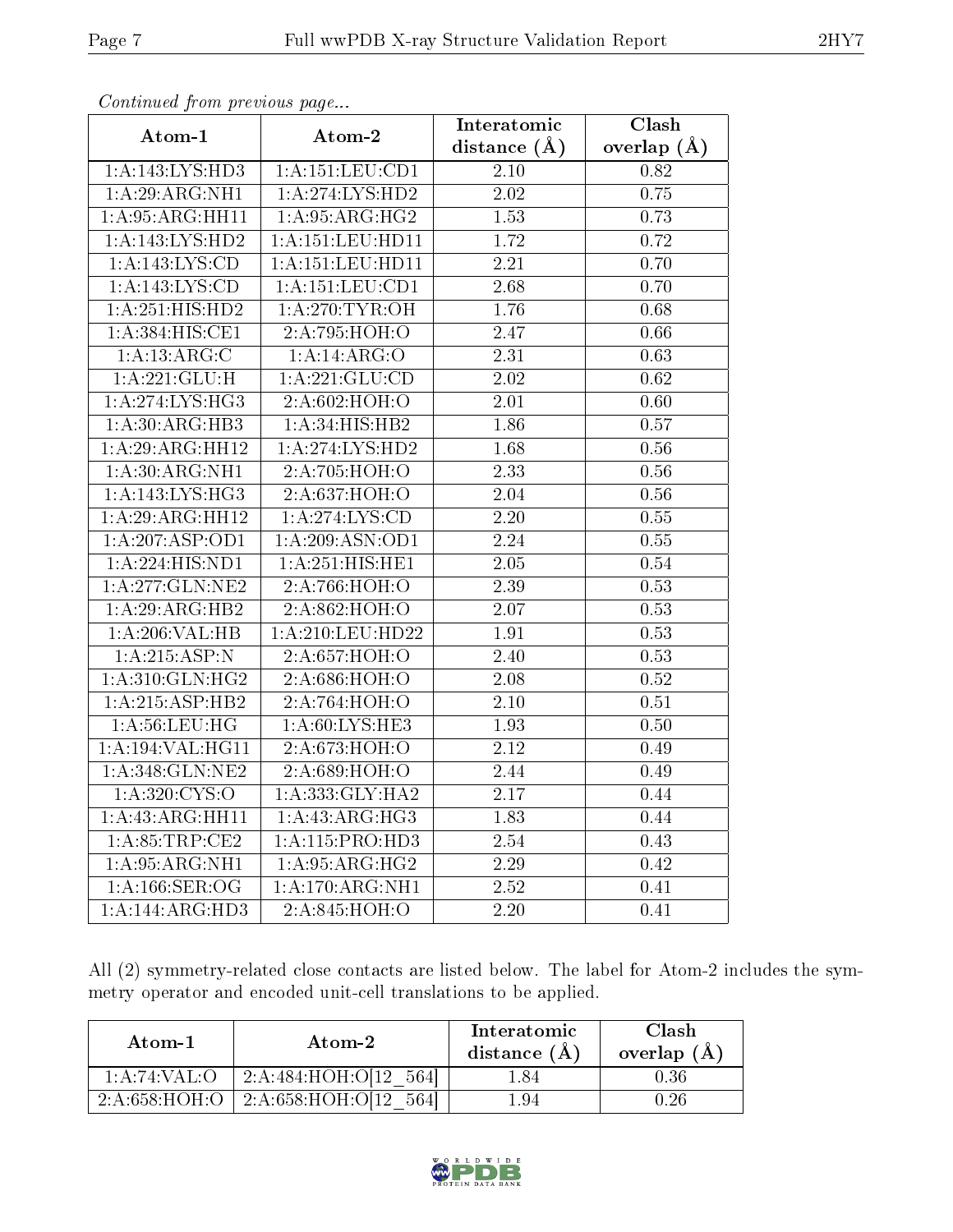*Continued from previous page...*

| Atom-1 | Atom-2 | Interatomic distance (Å) | Clash overlap (Å) |
|---|---|---|---|
| 1:A:143:LYS:HD3 | 1:A:151:LEU:CD1 | 2.10 | 0.82 |
| 1:A:29:ARG:NH1 | 1:A:274:LYS:HD2 | 2.02 | 0.75 |
| 1:A:95:ARG:HH11 | 1:A:95:ARG:HG2 | 1.53 | 0.73 |
| 1:A:143:LYS:HD2 | 1:A:151:LEU:HD11 | 1.72 | 0.72 |
| 1:A:143:LYS:CD | 1:A:151:LEU:HD11 | 2.21 | 0.70 |
| 1:A:143:LYS:CD | 1:A:151:LEU:CD1 | 2.68 | 0.70 |
| 1:A:251:HIS:HD2 | 1:A:270:TYR:OH | 1.76 | 0.68 |
| 1:A:384:HIS:CE1 | 2:A:795:HOH:O | 2.47 | 0.66 |
| 1:A:13:ARG:C | 1:A:14:ARG:O | 2.31 | 0.63 |
| 1:A:221:GLU:H | 1:A:221:GLU:CD | 2.02 | 0.62 |
| 1:A:274:LYS:HG3 | 2:A:602:HOH:O | 2.01 | 0.60 |
| 1:A:30:ARG:HB3 | 1:A:34:HIS:HB2 | 1.86 | 0.57 |
| 1:A:29:ARG:HH12 | 1:A:274:LYS:HD2 | 1.68 | 0.56 |
| 1:A:30:ARG:NH1 | 2:A:705:HOH:O | 2.33 | 0.56 |
| 1:A:143:LYS:HG3 | 2:A:637:HOH:O | 2.04 | 0.56 |
| 1:A:29:ARG:HH12 | 1:A:274:LYS:CD | 2.20 | 0.55 |
| 1:A:207:ASP:OD1 | 1:A:209:ASN:OD1 | 2.24 | 0.55 |
| 1:A:224:HIS:ND1 | 1:A:251:HIS:HE1 | 2.05 | 0.54 |
| 1:A:277:GLN:NE2 | 2:A:766:HOH:O | 2.39 | 0.53 |
| 1:A:29:ARG:HB2 | 2:A:862:HOH:O | 2.07 | 0.53 |
| 1:A:206:VAL:HB | 1:A:210:LEU:HD22 | 1.91 | 0.53 |
| 1:A:215:ASP:N | 2:A:657:HOH:O | 2.40 | 0.53 |
| 1:A:310:GLN:HG2 | 2:A:686:HOH:O | 2.08 | 0.52 |
| 1:A:215:ASP:HB2 | 2:A:764:HOH:O | 2.10 | 0.51 |
| 1:A:56:LEU:HG | 1:A:60:LYS:HE3 | 1.93 | 0.50 |
| 1:A:194:VAL:HG11 | 2:A:673:HOH:O | 2.12 | 0.49 |
| 1:A:348:GLN:NE2 | 2:A:689:HOH:O | 2.44 | 0.49 |
| 1:A:320:CYS:O | 1:A:333:GLY:HA2 | 2.17 | 0.44 |
| 1:A:43:ARG:HH11 | 1:A:43:ARG:HG3 | 1.83 | 0.44 |
| 1:A:85:TRP:CE2 | 1:A:115:PRO:HD3 | 2.54 | 0.43 |
| 1:A:95:ARG:NH1 | 1:A:95:ARG:HG2 | 2.29 | 0.42 |
| 1:A:166:SER:OG | 1:A:170:ARG:NH1 | 2.52 | 0.41 |
| 1:A:144:ARG:HD3 | 2:A:845:HOH:O | 2.20 | 0.41 |

All (2) symmetry-related close contacts are listed below. The label for Atom-2 includes the symmetry operator and encoded unit-cell translations to be applied.

| Atom-1 | Atom-2 | Interatomic distance (Å) | Clash overlap (Å) |
|---|---|---|---|
| 1:A:74:VAL:O | 2:A:484:HOH:O[12_564] | 1.84 | 0.36 |
| 2:A:658:HOH:O | 2:A:658:HOH:O[12_564] | 1.94 | 0.26 |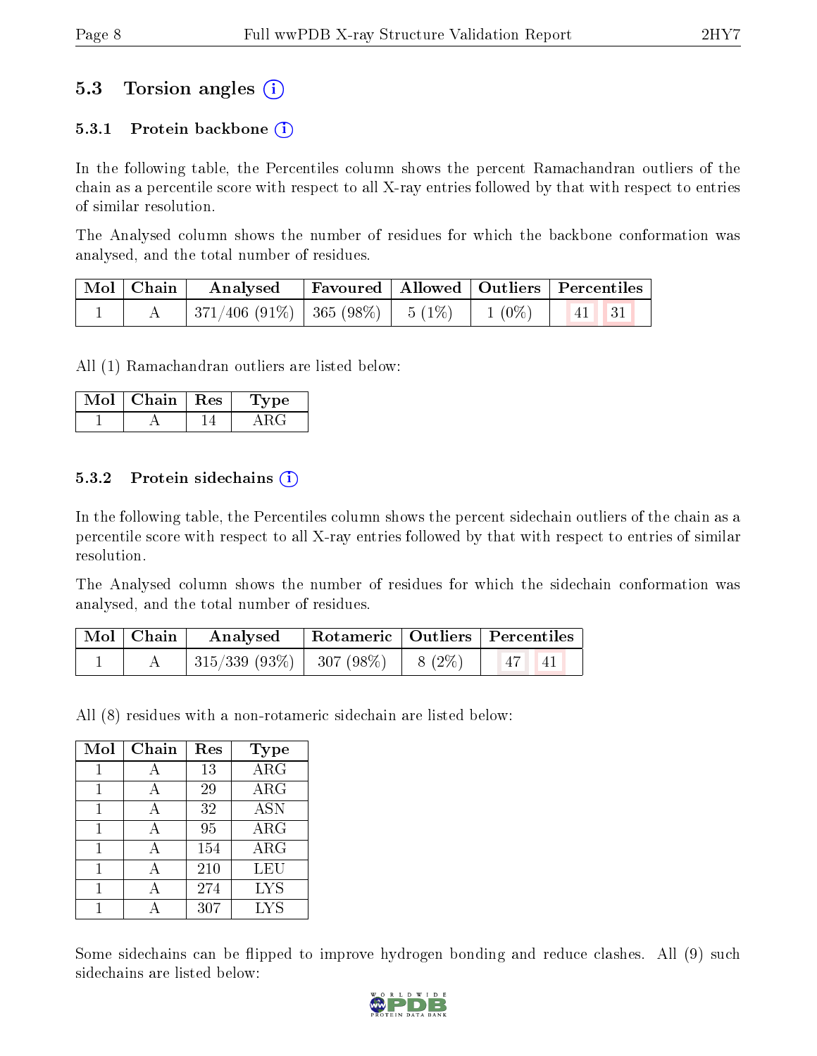## 5.3 Torsion angles (i)

### 5.3.1 Protein backbone (i)

In the following table, the Percentiles column shows the percent Ramachandran outliers of the chain as a percentile score with respect to all X-ray entries followed by that with respect to entries of similar resolution.

The Analysed column shows the number of residues for which the backbone conformation was analysed, and the total number of residues.

| Mol | Chain | Analysed | Favoured | Allowed | Outliers | Percentiles | |
|---|---|---|---|---|---|---|---|
| 1 | A | 371/406 (91%) | 365 (98%) | 5 (1%) | 1 (0%) | 41 | 31 |

All (1) Ramachandran outliers are listed below:

| Mol | Chain | Res | Type |
|---|---|---|---|
| 1 | A | 14 | ARG |

### 5.3.2 Protein sidechains (i)

In the following table, the Percentiles column shows the percent sidechain outliers of the chain as a percentile score with respect to all X-ray entries followed by that with respect to entries of similar resolution.

The Analysed column shows the number of residues for which the sidechain conformation was analysed, and the total number of residues.

| Mol | Chain | Analysed | Rotameric | Outliers | Percentiles | |
|---|---|---|---|---|---|---|
| 1 | A | 315/339 (93%) | 307 (98%) | 8 (2%) | 47 | 41 |

All (8) residues with a non-rotameric sidechain are listed below:

| Mol | Chain | Res | Type |
|---|---|---|---|
| 1 | A | 13 | ARG |
| 1 | A | 29 | ARG |
| 1 | A | 32 | ASN |
| 1 | A | 95 | ARG |
| 1 | A | 154 | ARG |
| 1 | A | 210 | LEU |
| 1 | A | 274 | LYS |
| 1 | A | 307 | LYS |

Some sidechains can be flipped to improve hydrogen bonding and reduce clashes. All (9) such sidechains are listed below: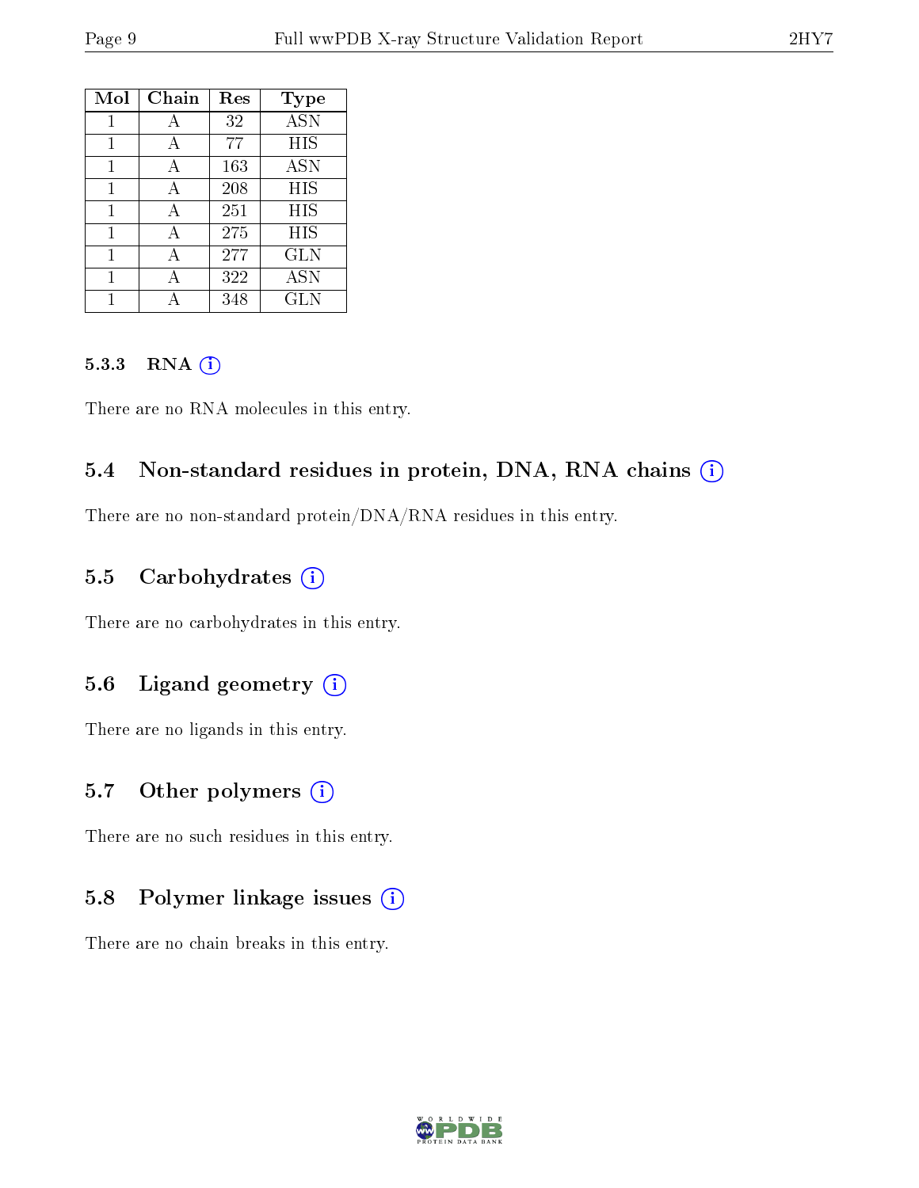| Mol | Chain | Res | Type |
|---|---|---|---|
| 1 | A | 32 | ASN |
| 1 | A | 77 | HIS |
| 1 | A | 163 | ASN |
| 1 | A | 208 | HIS |
| 1 | A | 251 | HIS |
| 1 | A | 275 | HIS |
| 1 | A | 277 | GLN |
| 1 | A | 322 | ASN |
| 1 | A | 348 | GLN |

#### 5.3.3 RNA (i)

There are no RNA molecules in this entry.

### 5.4 Non-standard residues in protein, DNA, RNA chains (i)

There are no non-standard protein/DNA/RNA residues in this entry.

### 5.5 Carbohydrates (i)

There are no carbohydrates in this entry.

### 5.6 Ligand geometry (i)

There are no ligands in this entry.

### 5.7 Other polymers (i)

There are no such residues in this entry.

### 5.8 Polymer linkage issues (i)

There are no chain breaks in this entry.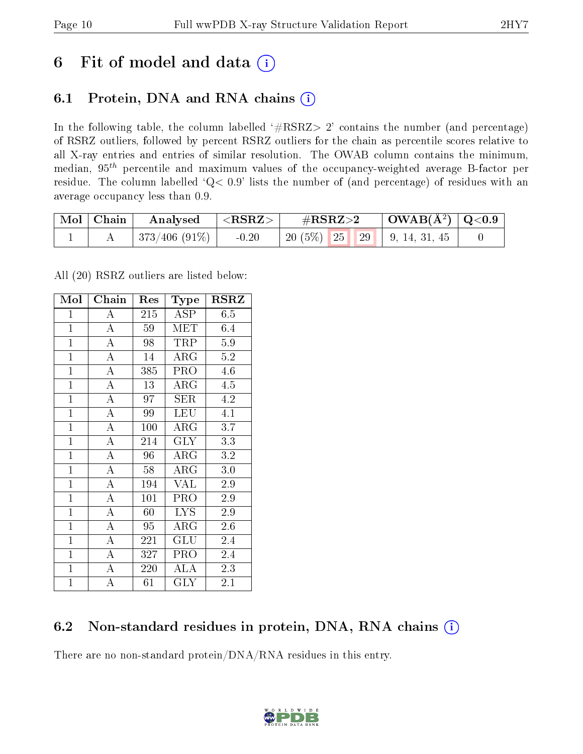# 6 Fit of model and data

## 6.1 Protein, DNA and RNA chains

In the following table, the column labelled '#RSRZ> 2' contains the number (and percentage) of RSRZ outliers, followed by percent RSRZ outliers for the chain as percentile scores relative to all X-ray entries and entries of similar resolution. The OWAB column contains the minimum, median, $95^{th}$ percentile and maximum values of the occupancy-weighted average B-factor per residue. The column labelled 'Q< 0.9' lists the number of (and percentage) of residues with an average occupancy less than 0.9.

| Mol | Chain | Analysed | <RSRZ> | #RSRZ>2 | | | OWAB(Å²) | Q<0.9 |
|---|---|---|---|---|---|---|---|---|
| 1 | A | 373/406 (91%) | -0.20 | 20 (5%) | 25 | 29 | 9, 14, 31, 45 | 0 |

All (20) RSRZ outliers are listed below:

| Mol | Chain | Res | Type | RSRZ |
|---|---|---|---|---|
| 1 | A | 215 | ASP | 6.5 |
| 1 | A | 59 | MET | 6.4 |
| 1 | A | 98 | TRP | 5.9 |
| 1 | A | 14 | ARG | 5.2 |
| 1 | A | 385 | PRO | 4.6 |
| 1 | A | 13 | ARG | 4.5 |
| 1 | A | 97 | SER | 4.2 |
| 1 | A | 99 | LEU | 4.1 |
| 1 | A | 100 | ARG | 3.7 |
| 1 | A | 214 | GLY | 3.3 |
| 1 | A | 96 | ARG | 3.2 |
| 1 | A | 58 | ARG | 3.0 |
| 1 | A | 194 | VAL | 2.9 |
| 1 | A | 101 | PRO | 2.9 |
| 1 | A | 60 | LYS | 2.9 |
| 1 | A | 95 | ARG | 2.6 |
| 1 | A | 221 | GLU | 2.4 |
| 1 | A | 327 | PRO | 2.4 |
| 1 | A | 220 | ALA | 2.3 |
| 1 | A | 61 | GLY | 2.1 |

## 6.2 Non-standard residues in protein, DNA, RNA chains

There are no non-standard protein/DNA/RNA residues in this entry.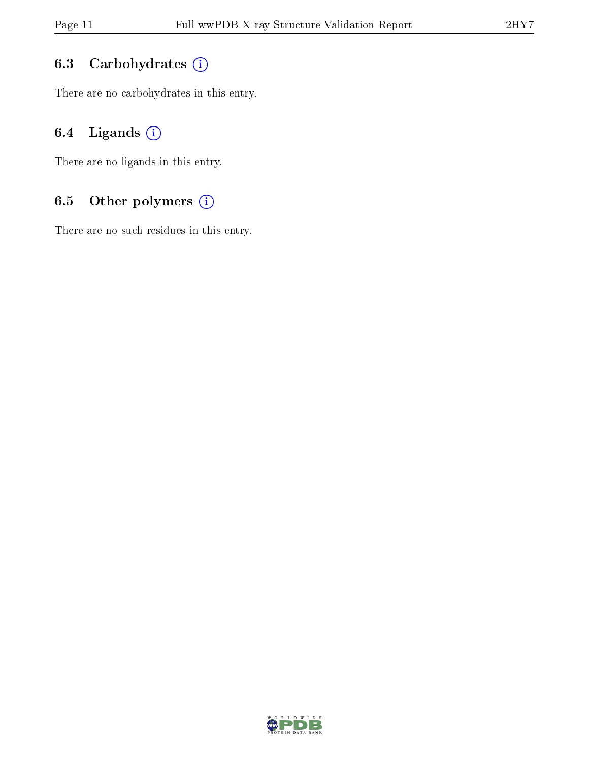### 6.3 Carbohydrates

There are no carbohydrates in this entry.

### 6.4 Ligands

There are no ligands in this entry.

### 6.5 Other polymers

There are no such residues in this entry.